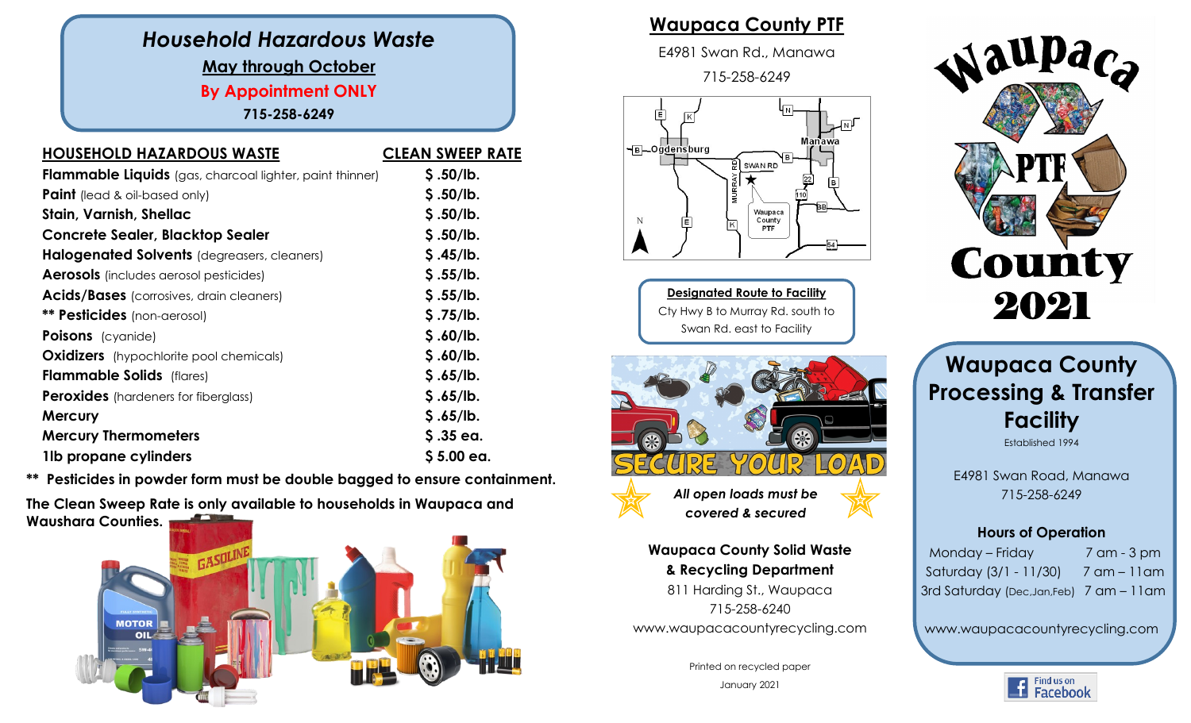## *Household Hazardous Waste*

**May through October**

**By Appointment ONLY**

**715-258-6249**

| HOUSEHOLD HAZARDOUS WASTE | CLEAN SWEEP RATE |
| --- | --- |
| **Flammable Liquids** (gas, charcoal lighter, paint thinner) | $ .50/lb. |
| **Paint** (lead & oil-based only) | $ .50/lb. |
| **Stain, Varnish, Shellac** | $ .50/lb. |
| **Concrete Sealer, Blacktop Sealer** | $ .50/lb. |
| **Halogenated Solvents** (degreasers, cleaners) | $ .45/lb. |
| **Aerosols** (includes aerosol pesticides) | $ .55/lb. |
| **Acids/Bases** (corrosives, drain cleaners) | $ .55/lb. |
| ** **Pesticides** (non-aerosol) | $ .75/lb. |
| **Poisons** (cyanide) | $ .60/lb. |
| **Oxidizers** (hypochlorite pool chemicals) | $ .60/lb. |
| **Flammable Solids** (flares) | $ .65/lb. |
| **Peroxides** (hardeners for fiberglass) | $ .65/lb. |
| **Mercury** | $ .65/lb. |
| **Mercury Thermometers** | $ .35 ea. |
| **1lb propane cylinders** | $ 5.00 ea. |

**\*\* Pesticides in powder form must be double bagged to ensure containment.**

**The Clean Sweep Rate is only available to households in Waupaca and Waushara Counties.**

## Waupaca County PTF

E4981 Swan Rd., Manawa

715-258-6249

**Designated Route to Facility**

Cty Hwy B to Murray Rd. south to Swan Rd. east to Facility

SECURE YOUR LOAD

***All open loads must be covered & secured***

**Waupaca County Solid Waste & Recycling Department**

811 Harding St., Waupaca

715-258-6240

www.waupacacountyrecycling.com

Printed on recycled paper

January 2021

# Waupaca PTF County 2021

## Waupaca County Processing & Transfer Facility

Established 1994

E4981 Swan Road, Manawa

715-258-6249

### Hours of Operation

| | |
| --- | --- |
| Monday – Friday | 7 am - 3 pm |
| Saturday (3/1 - 11/30) | 7 am – 11am |
| 3rd Saturday (Dec,Jan,Feb) | 7 am – 11am |

www.waupacacountyrecycling.com

Find us on Facebook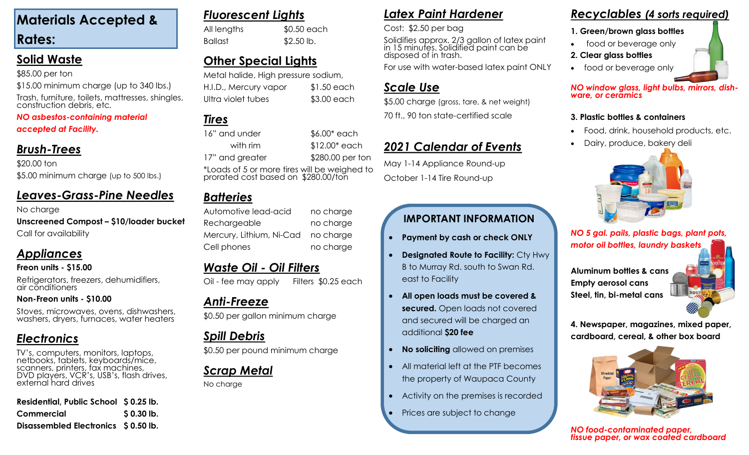# Materials Accepted & Rates:

## Solid Waste

$85.00 per ton

$15.00 minimum charge (up to 340 lbs.)

Trash, furniture, toilets, mattresses, shingles, construction debris, etc.

***NO asbestos-containing material accepted at Facility.***

## Brush-Trees

$20.00 ton

$5.00 minimum charge (up to 500 lbs.)

## Leaves-Grass-Pine Needles

No charge

**Unscreened Compost – $10/loader bucket**

Call for availability

## Appliances

**Freon units - $15.00**

Refrigerators, freezers, dehumidifiers, air conditioners

**Non-Freon units - $10.00**

Stoves, microwaves, ovens, dishwashers, washers, dryers, furnaces, water heaters

## Electronics

TV's, computers, monitors, laptops, netbooks, tablets, keyboards/mice, scanners, printers, fax machines, DVD players, VCR's, USB's, flash drives, external hard drives

| | |
|---|---|
| **Residential, Public School** | **$ 0.25 lb.** |
| **Commercial** | **$ 0.30 lb.** |
| **Disassembled Electronics** | **$ 0.50 lb.** |

## Fluorescent Lights

| | |
|---|---|
| All lengths | $0.50 each |
| Ballast | $2.50 lb. |

## Other Special Lights

| | |
|---|---|
| Metal halide, High pressure sodium, H.I.D., Mercury vapor | $1.50 each |
| Ultra violet tubes | $3.00 each |

## Tires

| | |
|---|---|
| 16" and under | $6.00* each |
| with rim | $12.00* each |
| 17" and greater | $280.00 per ton |

*Loads of 5 or more tires will be weighed to prorated cost based on $280.00/ton

## Batteries

| | |
|---|---|
| Automotive lead-acid | no charge |
| Rechargeable | no charge |
| Mercury, Lithium, Ni-Cad | no charge |
| Cell phones | no charge |

## Waste Oil - Oil Filters

Oil - fee may apply Filters $0.25 each

## Anti-Freeze

$0.50 per gallon minimum charge

## Spill Debris

$0.50 per pound minimum charge

## Scrap Metal

No charge

## Latex Paint Hardener

Cost: $2.50 per bag

Solidifies approx. 2/3 gallon of latex paint in 15 minutes. Solidified paint can be disposed of in trash.

For use with water-based latex paint ONLY

## Scale Use

$5.00 charge (gross, tare, & net weight)

70 ft., 90 ton state-certified scale

## 2021 Calendar of Events

May 1-14 Appliance Round-up

October 1-14 Tire Round-up

## IMPORTANT INFORMATION

- **Payment by cash or check ONLY**
- **Designated Route to Facility:** Cty Hwy B to Murray Rd. south to Swan Rd. east to Facility
- **All open loads must be covered & secured.** Open loads not covered and secured will be charged an additional **$20 fee**
- **No soliciting** allowed on premises
- All material left at the PTF becomes the property of Waupaca County
- Activity on the premises is recorded
- Prices are subject to change

## Recyclables (4 sorts required)

**1. Green/brown glass bottles**

- food or beverage only

**2. Clear glass bottles**

- food or beverage only

***NO window glass, light bulbs, mirrors, dishware, or ceramics***

**3. Plastic bottles & containers**

- Food, drink, household products, etc.
- Dairy, produce, bakery deli

***NO 5 gal. pails, plastic bags, plant pots, motor oil bottles, laundry baskets***

**Aluminum bottles & cans**
**Empty aerosol cans**
**Steel, tin, bi-metal cans**

**4. Newspaper, magazines, mixed paper, cardboard, cereal, & other box board**

***NO food-contaminated paper, tissue paper, or wax coated cardboard***